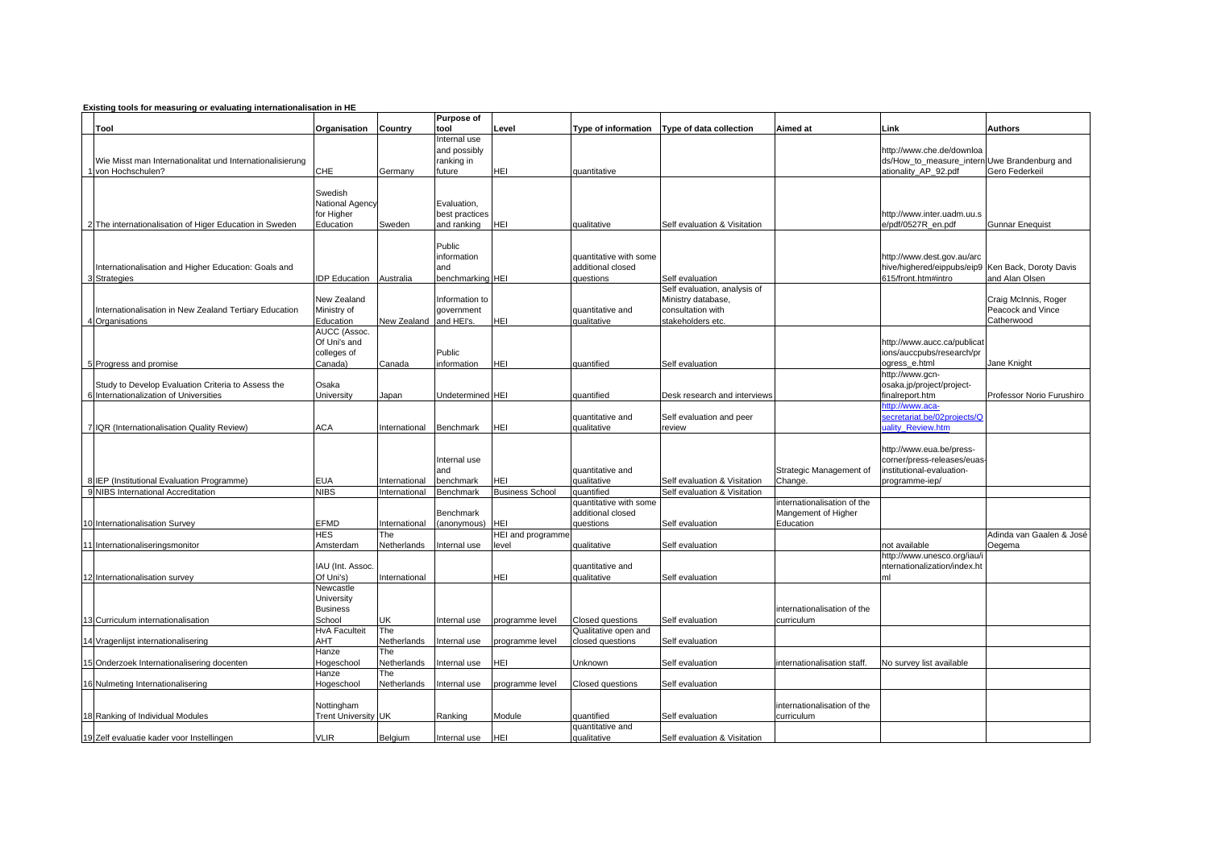**Existing tools for measuring or evaluating internationalisation in HE**

| | Tool | Organisation | Country | Purpose of tool | Level | Type of information | Type of data collection | Aimed at | Link | Authors |
|---|---|---|---|---|---|---|---|---|---|---|
| 1 | Wie Misst man Internationalitat und Internationalisierung von Hochschulen? | CHE | Germany | Internal use and possibly ranking in future | HEI | quantitative | | | http://www.che.de/downloads/How_to_measure_internationality_AP_92.pdf | Uwe Brandenburg and Gero Federkeil |
| 2 | The internationalisation of Higer Education in Sweden | Swedish National Agency for Higher Education | Sweden | Evaluation, best practices and ranking | HEI | qualitative | Self evaluation & Visitation | | http://www.inter.uadm.uu.se/pdf/0527R_en.pdf | Gunnar Enequist |
| 3 | Internationalisation and Higher Education: Goals and Strategies | IDP Education | Australia | Public information and benchmarking | HEI | quantitative with some additional closed questions | Self evaluation | | http://www.dest.gov.au/archive/highered/eippubs/eip9615/front.htm#intro | Ken Back, Doroty Davis and Alan Olsen |
| 4 | Internationalisation in New Zealand Tertiary Education Organisations | New Zealand Ministry of Education | New Zealand | Information to government and HEI's. | HEI | quantitative and qualitative | Self evaluation, analysis of Ministry database, consultation with stakeholders etc. | | | Craig McInnis, Roger Peacock and Vince Catherwood |
| 5 | Progress and promise | AUCC (Assoc. Of Uni's and colleges of Canada) | Canada | Public information | HEI | quantified | Self evaluation | | http://www.aucc.ca/publications/auccpubs/research/progress_e.html | Jane Knight |
| 6 | Study to Develop Evaluation Criteria to Assess the Internationalization of Universities | Osaka University | Japan | Undetermined | HEI | quantified | Desk research and interviews | | http://www.gcn-osaka.jp/project/project-finalreport.htm | Professor Norio Furushiro |
| 7 | IQR (Internationalisation Quality Review) | ACA | International | Benchmark | HEI | quantitative and qualitative | Self evaluation and peer review | | http://www.aca-secretariat.be/02projects/Quality_Review.htm | |
| 8 | IEP (Institutional Evaluation Programme) | EUA | International | Internal use and benchmark | HEI | quantitative and qualitative | Self evaluation & Visitation | Strategic Management of Change. | http://www.eua.be/press-corner/press-releases/euas-institutional-evaluation-programme-iep/ | |
| 9 | NIBS International Accreditation | NIBS | International | Benchmark | Business School | quantified | Self evaluation & Visitation | | | |
| 10 | Internationalisation Survey | EFMD | International | Benchmark (anonymous) | HEI | quantitative with some additional closed questions | Self evaluation | internationalisation of the Mangement of Higher Education | | |
| 11 | Internationaliseringsmonitor | HES Amsterdam | The Netherlands | Internal use | HEI and programme level | qualitative | Self evaluation | | not available | Adinda van Gaalen & José Oegema |
| 12 | Internationalisation survey | IAU (Int. Assoc. Of Uni's) | International | | HEI | quantitative and qualitative | Self evaluation | | http://www.unesco.org/iau/internationalization/index.html | |
| 13 | Curriculum internationalisation | Newcastle University Business School | UK | Internal use | programme level | Closed questions | Self evaluation | internationalisation of the curriculum | | |
| 14 | Vragenlijst internationalisering | HvA Faculteit AHT | The Netherlands | Internal use | programme level | Qualitative open and closed questions | Self evaluation | | | |
| 15 | Onderzoek Internationalisering docenten | Hanze Hogeschool | The Netherlands | Internal use | HEI | Unknown | Self evaluation | internationalisation staff. | No survey list available | |
| 16 | Nulmeting Internationalisering | Hanze Hogeschool | The Netherlands | Internal use | programme level | Closed questions | Self evaluation | | | |
| 18 | Ranking of Individual Modules | Nottingham Trent University | UK | Ranking | Module | quantified | Self evaluation | internationalisation of the curriculum | | |
| 19 | Zelf evaluatie kader voor Instellingen | VLIR | Belgium | Internal use | HEI | quantitative and qualitative | Self evaluation & Visitation | | | |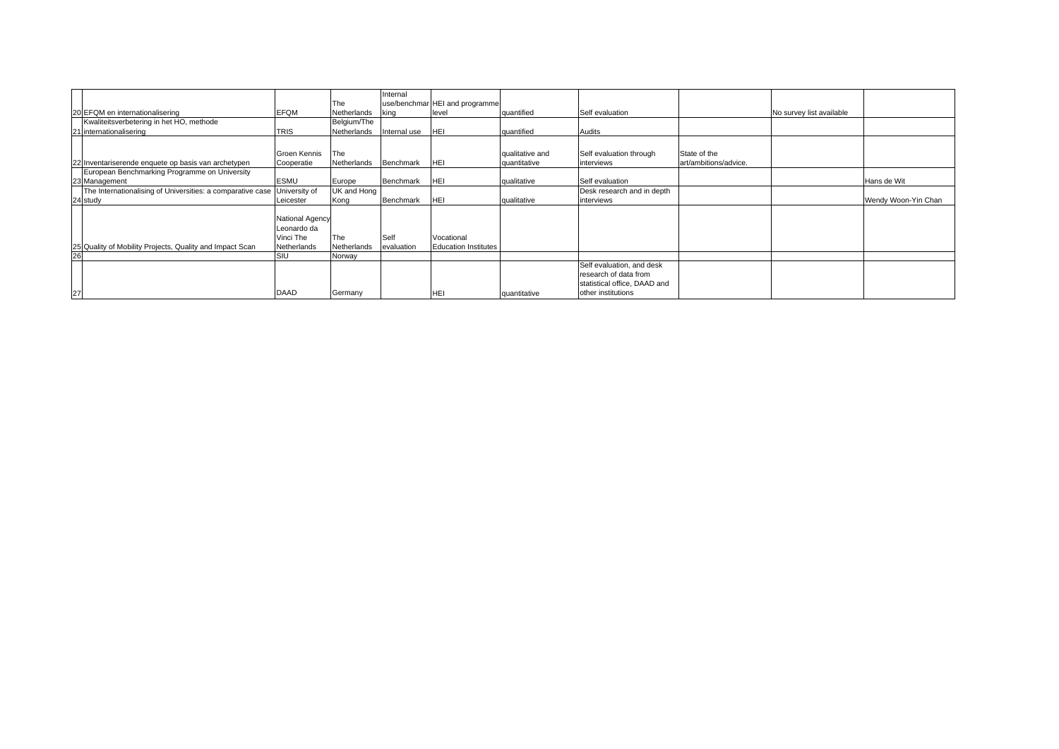| | | | | | | | | | | |
|---|---|---|---|---|---|---|---|---|---|---|
| 20 | EFQM en internationalisering | EFQM | The Netherlands | Internal use/benchmarking | HEI and programme level | quantified | Self evaluation | | No survey list available | |
| 21 | Kwaliteitsverbetering in het HO, methode internationalisering | TRIS | Belgium/The Netherlands | Internal use | HEI | quantified | Audits | | | |
| 22 | Inventariserende enquete op basis van archetypen | Groen Kennis Cooperatie | The Netherlands | Benchmark | HEI | qualitative and quantitative | Self evaluation through interviews | State of the art/ambitions/advice. | | |
| 23 | European Benchmarking Programme on University Management | ESMU | Europe | Benchmark | HEI | qualitative | Self evaluation | | | Hans de Wit |
| 24 | The Internationalising of Universities: a comparative case study | University of Leicester | UK and Hong Kong | Benchmark | HEI | qualitative | Desk research and in depth interviews | | | Wendy Woon-Yin Chan |
| 25 | Quality of Mobility Projects, Quality and Impact Scan | National Agency Leonardo da Vinci The Netherlands | The Netherlands | Self evaluation | Vocational Education Institutes | | | | | |
| 26 | | SIU | Norway | | | | | | | |
| 27 | | DAAD | Germany | | HEI | quantitative | Self evaluation, and desk research of data from statistical office, DAAD and other institutions | | | |